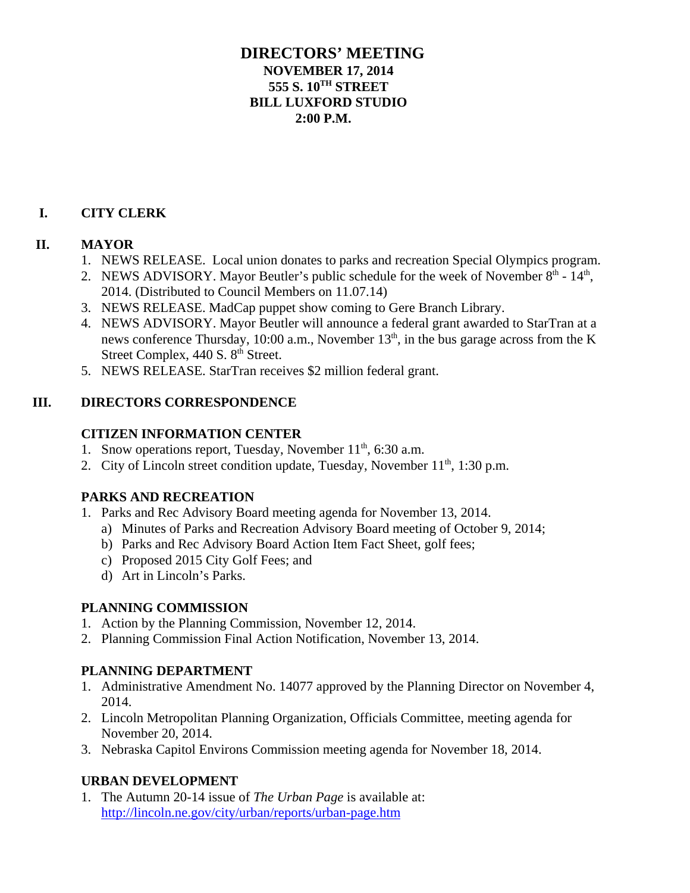# DIRECTORS' MEETING
## NOVEMBER 17, 2014
## 555 S. 10TH STREET
## BILL LUXFORD STUDIO
## 2:00 P.M.

## I. CITY CLERK

## II. MAYOR

1. NEWS RELEASE. Local union donates to parks and recreation Special Olympics program.
2. NEWS ADVISORY. Mayor Beutler's public schedule for the week of November 8th - 14th, 2014. (Distributed to Council Members on 11.07.14)
3. NEWS RELEASE. MadCap puppet show coming to Gere Branch Library.
4. NEWS ADVISORY. Mayor Beutler will announce a federal grant awarded to StarTran at a news conference Thursday, 10:00 a.m., November 13th, in the bus garage across from the K Street Complex, 440 S. 8th Street.
5. NEWS RELEASE. StarTran receives $2 million federal grant.

## III. DIRECTORS CORRESPONDENCE

### CITIZEN INFORMATION CENTER

1. Snow operations report, Tuesday, November 11th, 6:30 a.m.
2. City of Lincoln street condition update, Tuesday, November 11th, 1:30 p.m.

### PARKS AND RECREATION

1. Parks and Rec Advisory Board meeting agenda for November 13, 2014.
   a) Minutes of Parks and Recreation Advisory Board meeting of October 9, 2014;
   b) Parks and Rec Advisory Board Action Item Fact Sheet, golf fees;
   c) Proposed 2015 City Golf Fees; and
   d) Art in Lincoln's Parks.

### PLANNING COMMISSION

1. Action by the Planning Commission, November 12, 2014.
2. Planning Commission Final Action Notification, November 13, 2014.

### PLANNING DEPARTMENT

1. Administrative Amendment No. 14077 approved by the Planning Director on November 4, 2014.
2. Lincoln Metropolitan Planning Organization, Officials Committee, meeting agenda for November 20, 2014.
3. Nebraska Capitol Environs Commission meeting agenda for November 18, 2014.

### URBAN DEVELOPMENT

1. The Autumn 20-14 issue of *The Urban Page* is available at: http://lincoln.ne.gov/city/urban/reports/urban-page.htm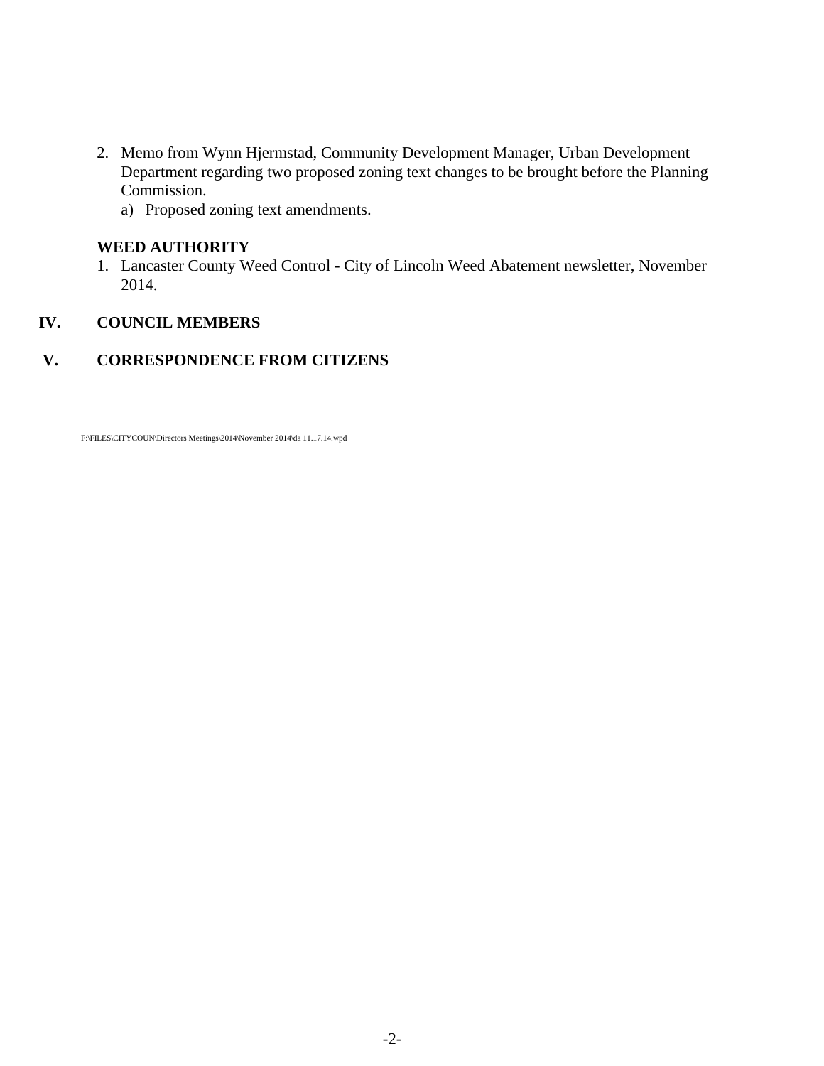2. Memo from Wynn Hjermstad, Community Development Manager, Urban Development Department regarding two proposed zoning text changes to be brought before the Planning Commission.
   a) Proposed zoning text amendments.

**WEED AUTHORITY**

1. Lancaster County Weed Control - City of Lincoln Weed Abatement newsletter, November 2014.

## IV. COUNCIL MEMBERS

## V. CORRESPONDENCE FROM CITIZENS

F:\FILES\CITYCOUN\Directors Meetings\2014\November 2014\da 11.17.14.wpd